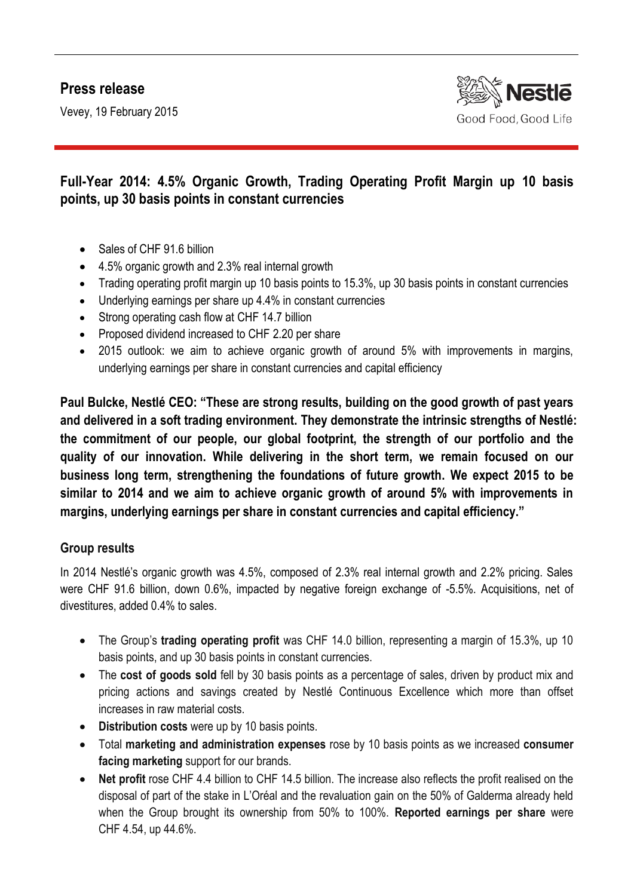**Press release**

Vevey, 19 February 2015

Nestlé
Good Food, Good Life

## Full-Year 2014: 4.5% Organic Growth, Trading Operating Profit Margin up 10 basis points, up 30 basis points in constant currencies

- Sales of CHF 91.6 billion
- 4.5% organic growth and 2.3% real internal growth
- Trading operating profit margin up 10 basis points to 15.3%, up 30 basis points in constant currencies
- Underlying earnings per share up 4.4% in constant currencies
- Strong operating cash flow at CHF 14.7 billion
- Proposed dividend increased to CHF 2.20 per share
- 2015 outlook: we aim to achieve organic growth of around 5% with improvements in margins, underlying earnings per share in constant currencies and capital efficiency

**Paul Bulcke, Nestlé CEO: "These are strong results, building on the good growth of past years and delivered in a soft trading environment. They demonstrate the intrinsic strengths of Nestlé: the commitment of our people, our global footprint, the strength of our portfolio and the quality of our innovation. While delivering in the short term, we remain focused on our business long term, strengthening the foundations of future growth. We expect 2015 to be similar to 2014 and we aim to achieve organic growth of around 5% with improvements in margins, underlying earnings per share in constant currencies and capital efficiency."**

### Group results

In 2014 Nestlé's organic growth was 4.5%, composed of 2.3% real internal growth and 2.2% pricing. Sales were CHF 91.6 billion, down 0.6%, impacted by negative foreign exchange of -5.5%. Acquisitions, net of divestitures, added 0.4% to sales.

- The Group's **trading operating profit** was CHF 14.0 billion, representing a margin of 15.3%, up 10 basis points, and up 30 basis points in constant currencies.
- The **cost of goods sold** fell by 30 basis points as a percentage of sales, driven by product mix and pricing actions and savings created by Nestlé Continuous Excellence which more than offset increases in raw material costs.
- **Distribution costs** were up by 10 basis points.
- Total **marketing and administration expenses** rose by 10 basis points as we increased **consumer facing marketing** support for our brands.
- **Net profit** rose CHF 4.4 billion to CHF 14.5 billion. The increase also reflects the profit realised on the disposal of part of the stake in L'Oréal and the revaluation gain on the 50% of Galderma already held when the Group brought its ownership from 50% to 100%. **Reported earnings per share** were CHF 4.54, up 44.6%.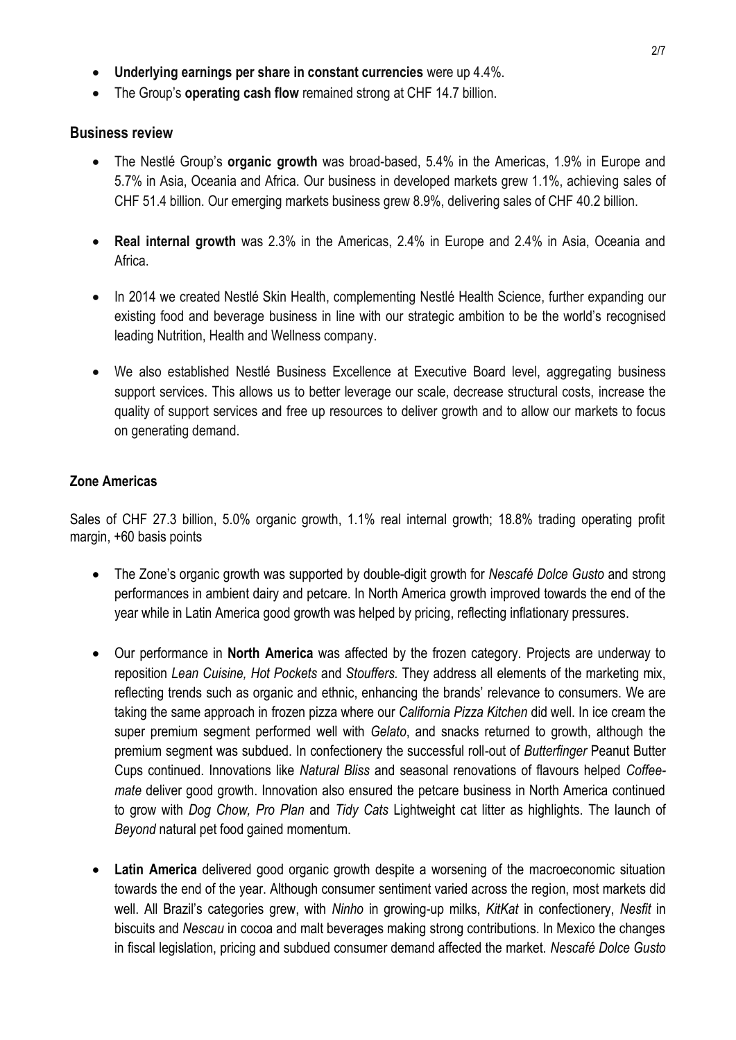- **Underlying earnings per share in constant currencies** were up 4.4%.
- The Group's **operating cash flow** remained strong at CHF 14.7 billion.

## Business review

- The Nestlé Group's **organic growth** was broad-based, 5.4% in the Americas, 1.9% in Europe and 5.7% in Asia, Oceania and Africa. Our business in developed markets grew 1.1%, achieving sales of CHF 51.4 billion. Our emerging markets business grew 8.9%, delivering sales of CHF 40.2 billion.

- **Real internal growth** was 2.3% in the Americas, 2.4% in Europe and 2.4% in Asia, Oceania and Africa.

- In 2014 we created Nestlé Skin Health, complementing Nestlé Health Science, further expanding our existing food and beverage business in line with our strategic ambition to be the world's recognised leading Nutrition, Health and Wellness company.

- We also established Nestlé Business Excellence at Executive Board level, aggregating business support services. This allows us to better leverage our scale, decrease structural costs, increase the quality of support services and free up resources to deliver growth and to allow our markets to focus on generating demand.

### Zone Americas

Sales of CHF 27.3 billion, 5.0% organic growth, 1.1% real internal growth; 18.8% trading operating profit margin, +60 basis points

- The Zone's organic growth was supported by double-digit growth for *Nescafé Dolce Gusto* and strong performances in ambient dairy and petcare. In North America growth improved towards the end of the year while in Latin America good growth was helped by pricing, reflecting inflationary pressures.

- Our performance in **North America** was affected by the frozen category. Projects are underway to reposition *Lean Cuisine, Hot Pockets* and *Stouffers*. They address all elements of the marketing mix, reflecting trends such as organic and ethnic, enhancing the brands' relevance to consumers. We are taking the same approach in frozen pizza where our *California Pizza Kitchen* did well. In ice cream the super premium segment performed well with *Gelato*, and snacks returned to growth, although the premium segment was subdued. In confectionery the successful roll-out of *Butterfinger* Peanut Butter Cups continued. Innovations like *Natural Bliss* and seasonal renovations of flavours helped *Coffee-mate* deliver good growth. Innovation also ensured the petcare business in North America continued to grow with *Dog Chow, Pro Plan* and *Tidy Cats* Lightweight cat litter as highlights. The launch of *Beyond* natural pet food gained momentum.

- **Latin America** delivered good organic growth despite a worsening of the macroeconomic situation towards the end of the year. Although consumer sentiment varied across the region, most markets did well. All Brazil's categories grew, with *Ninho* in growing-up milks, *KitKat* in confectionery, *Nesfit* in biscuits and *Nescau* in cocoa and malt beverages making strong contributions. In Mexico the changes in fiscal legislation, pricing and subdued consumer demand affected the market. *Nescafé Dolce Gusto*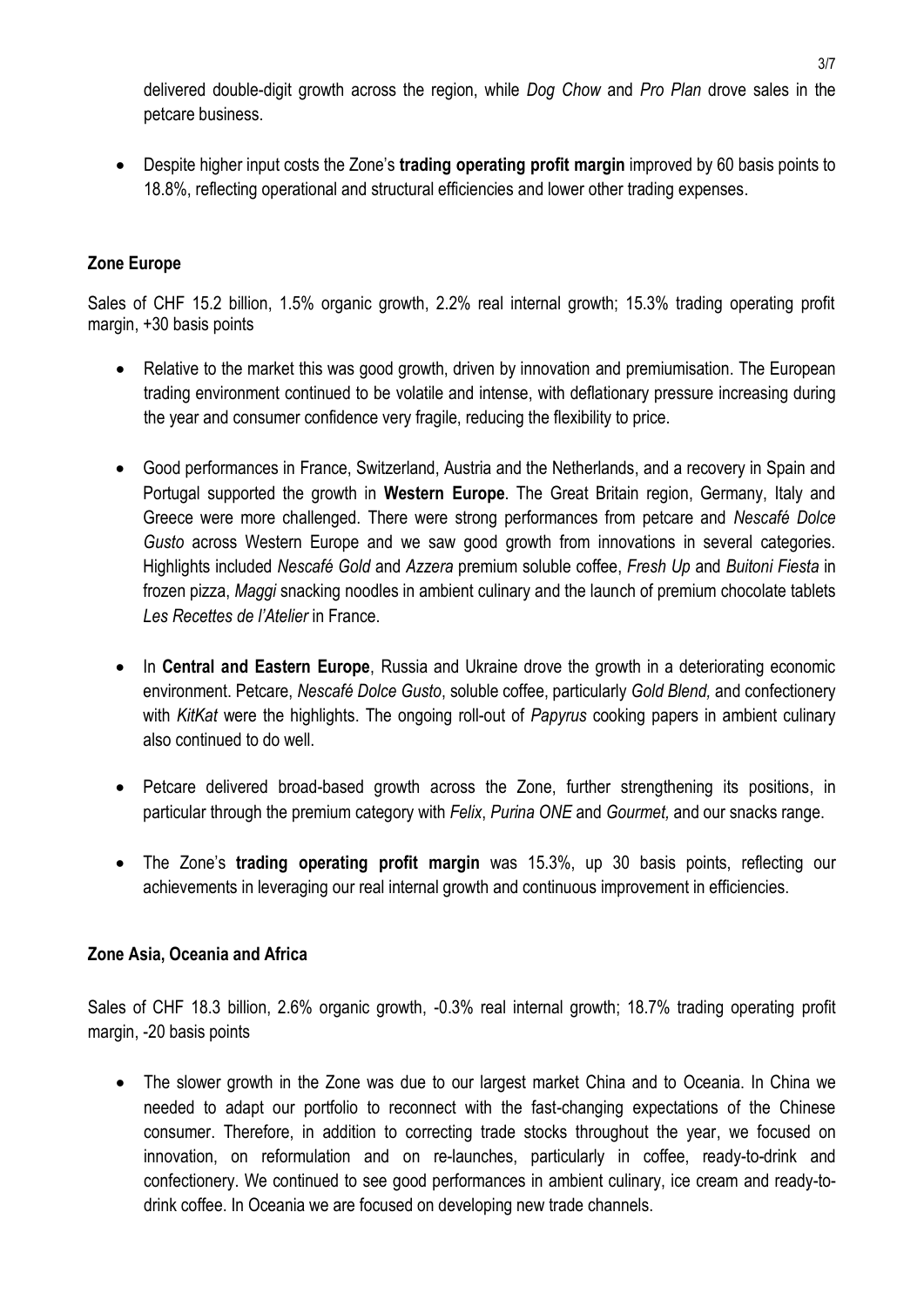delivered double-digit growth across the region, while *Dog Chow* and *Pro Plan* drove sales in the petcare business.

- Despite higher input costs the Zone's **trading operating profit margin** improved by 60 basis points to 18.8%, reflecting operational and structural efficiencies and lower other trading expenses.

**Zone Europe**

Sales of CHF 15.2 billion, 1.5% organic growth, 2.2% real internal growth; 15.3% trading operating profit margin, +30 basis points

- Relative to the market this was good growth, driven by innovation and premiumisation. The European trading environment continued to be volatile and intense, with deflationary pressure increasing during the year and consumer confidence very fragile, reducing the flexibility to price.

- Good performances in France, Switzerland, Austria and the Netherlands, and a recovery in Spain and Portugal supported the growth in **Western Europe**. The Great Britain region, Germany, Italy and Greece were more challenged. There were strong performances from petcare and *Nescafé Dolce Gusto* across Western Europe and we saw good growth from innovations in several categories. Highlights included *Nescafé Gold* and *Azzera* premium soluble coffee, *Fresh Up* and *Buitoni Fiesta* in frozen pizza, *Maggi* snacking noodles in ambient culinary and the launch of premium chocolate tablets *Les Recettes de l'Atelier* in France.

- In **Central and Eastern Europe**, Russia and Ukraine drove the growth in a deteriorating economic environment. Petcare, *Nescafé Dolce Gusto*, soluble coffee, particularly *Gold Blend,* and confectionery with *KitKat* were the highlights. The ongoing roll-out of *Papyrus* cooking papers in ambient culinary also continued to do well.

- Petcare delivered broad-based growth across the Zone, further strengthening its positions, in particular through the premium category with *Felix*, *Purina ONE* and *Gourmet,* and our snacks range.

- The Zone's **trading operating profit margin** was 15.3%, up 30 basis points, reflecting our achievements in leveraging our real internal growth and continuous improvement in efficiencies.

**Zone Asia, Oceania and Africa**

Sales of CHF 18.3 billion, 2.6% organic growth, -0.3% real internal growth; 18.7% trading operating profit margin, -20 basis points

- The slower growth in the Zone was due to our largest market China and to Oceania. In China we needed to adapt our portfolio to reconnect with the fast-changing expectations of the Chinese consumer. Therefore, in addition to correcting trade stocks throughout the year, we focused on innovation, on reformulation and on re-launches, particularly in coffee, ready-to-drink and confectionery. We continued to see good performances in ambient culinary, ice cream and ready-to-drink coffee. In Oceania we are focused on developing new trade channels.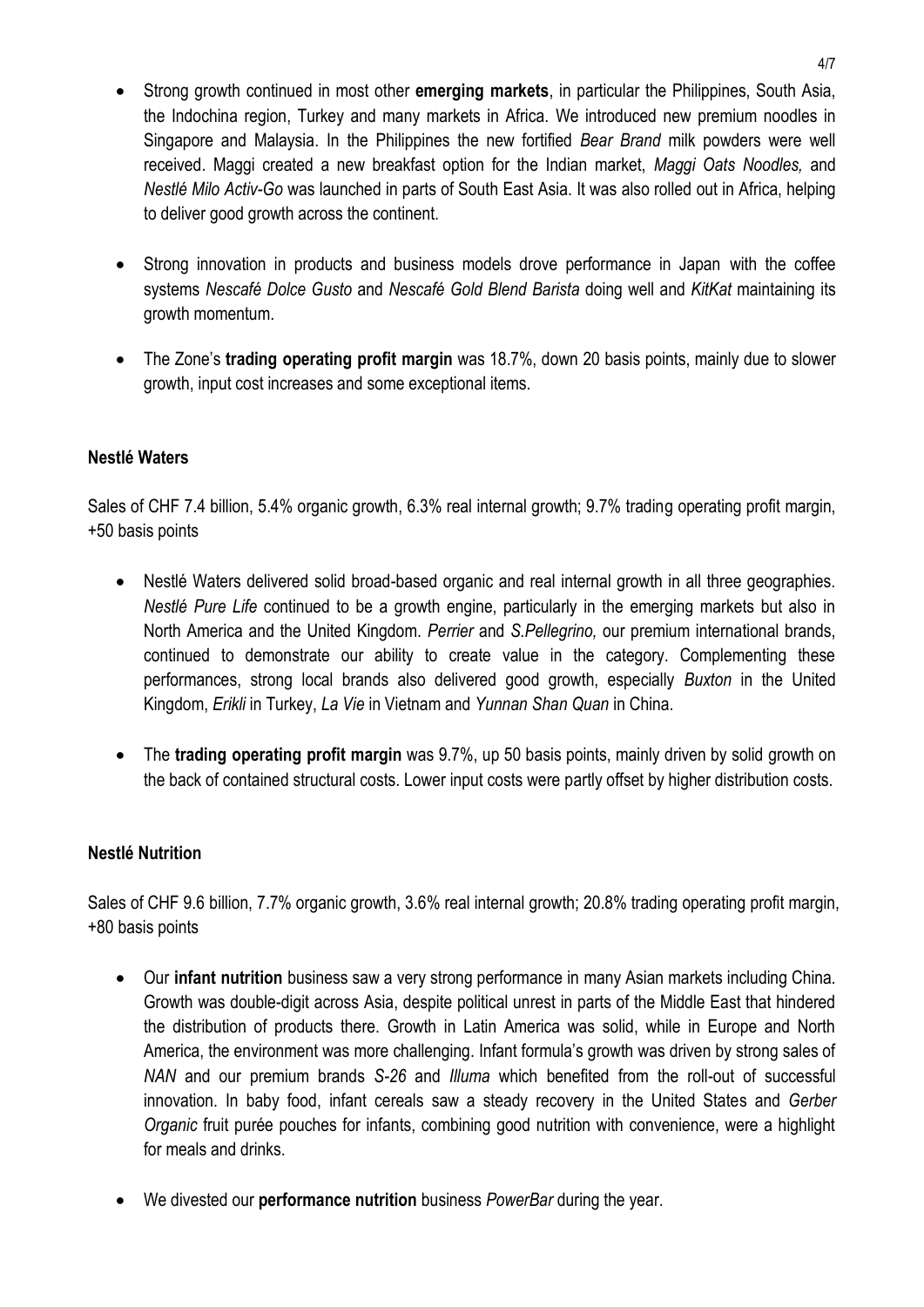- Strong growth continued in most other **emerging markets**, in particular the Philippines, South Asia, the Indochina region, Turkey and many markets in Africa. We introduced new premium noodles in Singapore and Malaysia. In the Philippines the new fortified *Bear Brand* milk powders were well received. Maggi created a new breakfast option for the Indian market, *Maggi Oats Noodles,* and *Nestlé Milo Activ-Go* was launched in parts of South East Asia. It was also rolled out in Africa, helping to deliver good growth across the continent.

- Strong innovation in products and business models drove performance in Japan with the coffee systems *Nescafé Dolce Gusto* and *Nescafé Gold Blend Barista* doing well and *KitKat* maintaining its growth momentum.

- The Zone's **trading operating profit margin** was 18.7%, down 20 basis points, mainly due to slower growth, input cost increases and some exceptional items.

**Nestlé Waters**

Sales of CHF 7.4 billion, 5.4% organic growth, 6.3% real internal growth; 9.7% trading operating profit margin, +50 basis points

- Nestlé Waters delivered solid broad-based organic and real internal growth in all three geographies. *Nestlé Pure Life* continued to be a growth engine, particularly in the emerging markets but also in North America and the United Kingdom. *Perrier* and *S.Pellegrino,* our premium international brands, continued to demonstrate our ability to create value in the category. Complementing these performances, strong local brands also delivered good growth, especially *Buxton* in the United Kingdom, *Erikli* in Turkey, *La Vie* in Vietnam and *Yunnan Shan Quan* in China.

- The **trading operating profit margin** was 9.7%, up 50 basis points, mainly driven by solid growth on the back of contained structural costs. Lower input costs were partly offset by higher distribution costs.

**Nestlé Nutrition**

Sales of CHF 9.6 billion, 7.7% organic growth, 3.6% real internal growth; 20.8% trading operating profit margin, +80 basis points

- Our **infant nutrition** business saw a very strong performance in many Asian markets including China. Growth was double-digit across Asia, despite political unrest in parts of the Middle East that hindered the distribution of products there. Growth in Latin America was solid, while in Europe and North America, the environment was more challenging. Infant formula's growth was driven by strong sales of *NAN* and our premium brands *S-26* and *Illuma* which benefited from the roll-out of successful innovation. In baby food, infant cereals saw a steady recovery in the United States and *Gerber Organic* fruit purée pouches for infants, combining good nutrition with convenience, were a highlight for meals and drinks.

- We divested our **performance nutrition** business *PowerBar* during the year.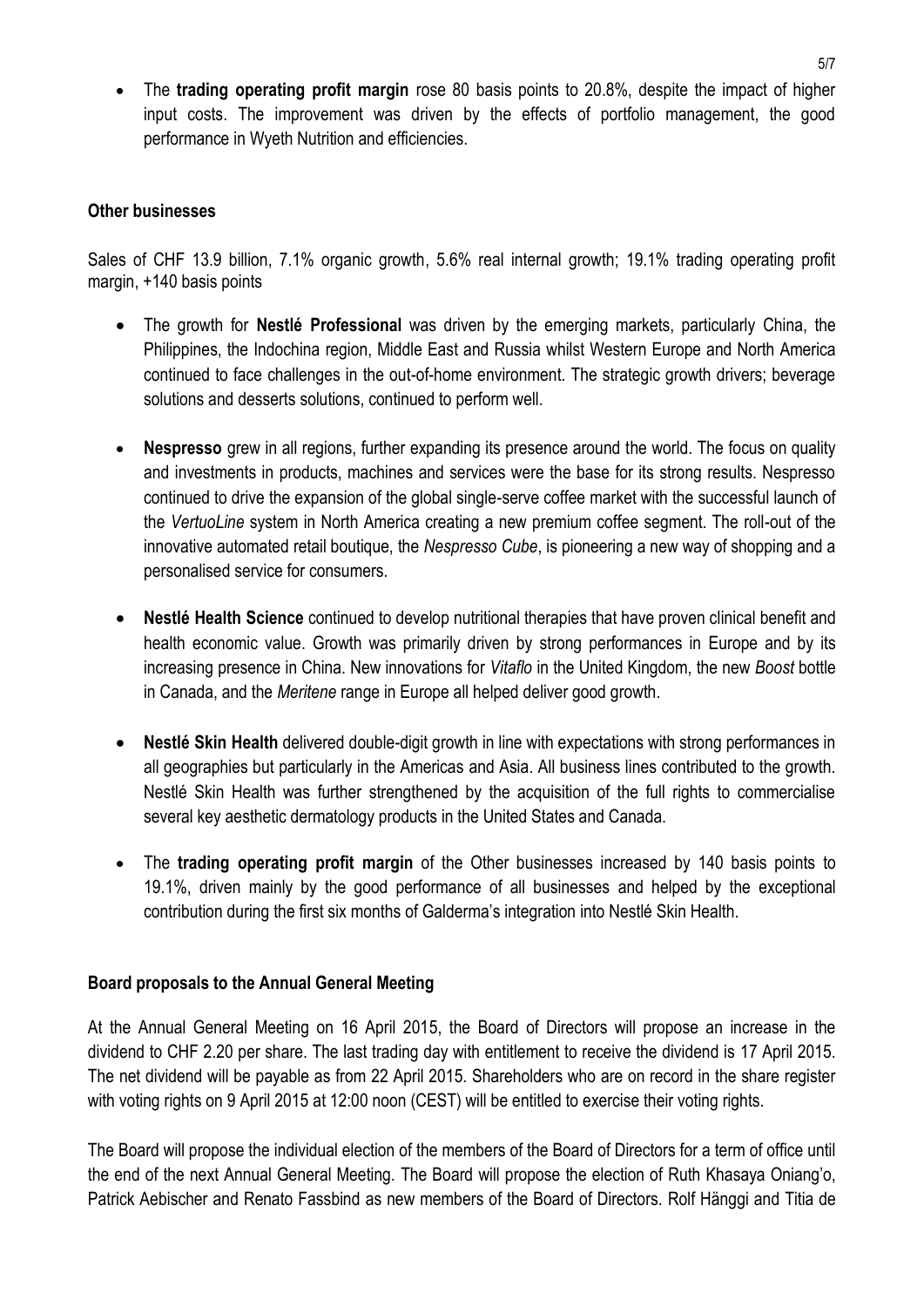- The **trading operating profit margin** rose 80 basis points to 20.8%, despite the impact of higher input costs. The improvement was driven by the effects of portfolio management, the good performance in Wyeth Nutrition and efficiencies.

**Other businesses**

Sales of CHF 13.9 billion, 7.1% organic growth, 5.6% real internal growth; 19.1% trading operating profit margin, +140 basis points

- The growth for **Nestlé Professional** was driven by the emerging markets, particularly China, the Philippines, the Indochina region, Middle East and Russia whilst Western Europe and North America continued to face challenges in the out-of-home environment. The strategic growth drivers; beverage solutions and desserts solutions, continued to perform well.

- **Nespresso** grew in all regions, further expanding its presence around the world. The focus on quality and investments in products, machines and services were the base for its strong results. Nespresso continued to drive the expansion of the global single-serve coffee market with the successful launch of the *VertuoLine* system in North America creating a new premium coffee segment. The roll-out of the innovative automated retail boutique, the *Nespresso Cube*, is pioneering a new way of shopping and a personalised service for consumers.

- **Nestlé Health Science** continued to develop nutritional therapies that have proven clinical benefit and health economic value. Growth was primarily driven by strong performances in Europe and by its increasing presence in China. New innovations for *Vitaflo* in the United Kingdom, the new *Boost* bottle in Canada, and the *Meritene* range in Europe all helped deliver good growth.

- **Nestlé Skin Health** delivered double-digit growth in line with expectations with strong performances in all geographies but particularly in the Americas and Asia. All business lines contributed to the growth. Nestlé Skin Health was further strengthened by the acquisition of the full rights to commercialise several key aesthetic dermatology products in the United States and Canada.

- The **trading operating profit margin** of the Other businesses increased by 140 basis points to 19.1%, driven mainly by the good performance of all businesses and helped by the exceptional contribution during the first six months of Galderma's integration into Nestlé Skin Health.

**Board proposals to the Annual General Meeting**

At the Annual General Meeting on 16 April 2015, the Board of Directors will propose an increase in the dividend to CHF 2.20 per share. The last trading day with entitlement to receive the dividend is 17 April 2015. The net dividend will be payable as from 22 April 2015. Shareholders who are on record in the share register with voting rights on 9 April 2015 at 12:00 noon (CEST) will be entitled to exercise their voting rights.

The Board will propose the individual election of the members of the Board of Directors for a term of office until the end of the next Annual General Meeting. The Board will propose the election of Ruth Khasaya Oniang'o, Patrick Aebischer and Renato Fassbind as new members of the Board of Directors. Rolf Hänggi and Titia de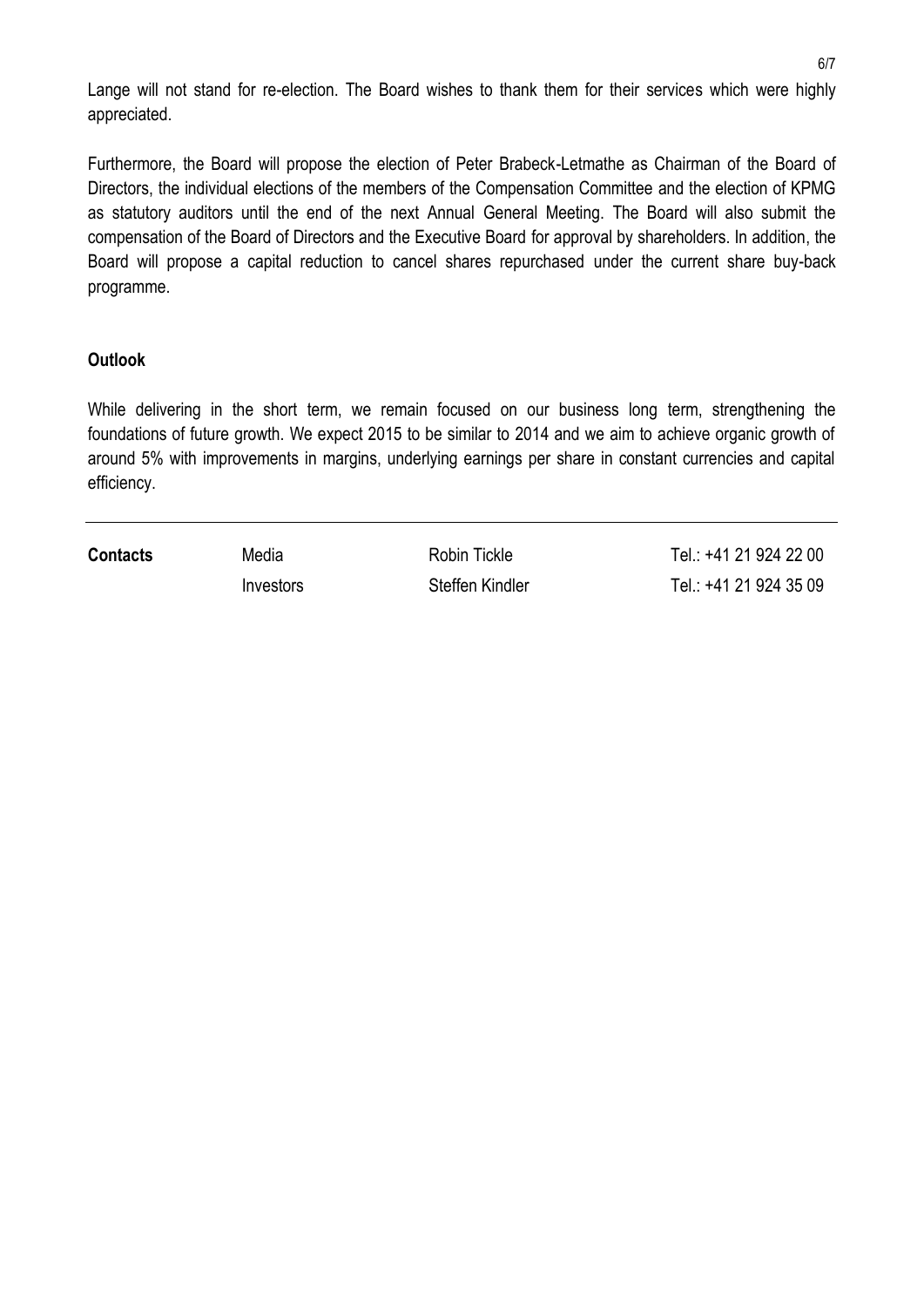Lange will not stand for re-election. The Board wishes to thank them for their services which were highly appreciated.

Furthermore, the Board will propose the election of Peter Brabeck-Letmathe as Chairman of the Board of Directors, the individual elections of the members of the Compensation Committee and the election of KPMG as statutory auditors until the end of the next Annual General Meeting. The Board will also submit the compensation of the Board of Directors and the Executive Board for approval by shareholders. In addition, the Board will propose a capital reduction to cancel shares repurchased under the current share buy-back programme.

**Outlook**

While delivering in the short term, we remain focused on our business long term, strengthening the foundations of future growth. We expect 2015 to be similar to 2014 and we aim to achieve organic growth of around 5% with improvements in margins, underlying earnings per share in constant currencies and capital efficiency.

---

| **Contacts** | Media | Robin Tickle | Tel.: +41 21 924 22 00 |
| --- | --- | --- | --- |
| | Investors | Steffen Kindler | Tel.: +41 21 924 35 09 |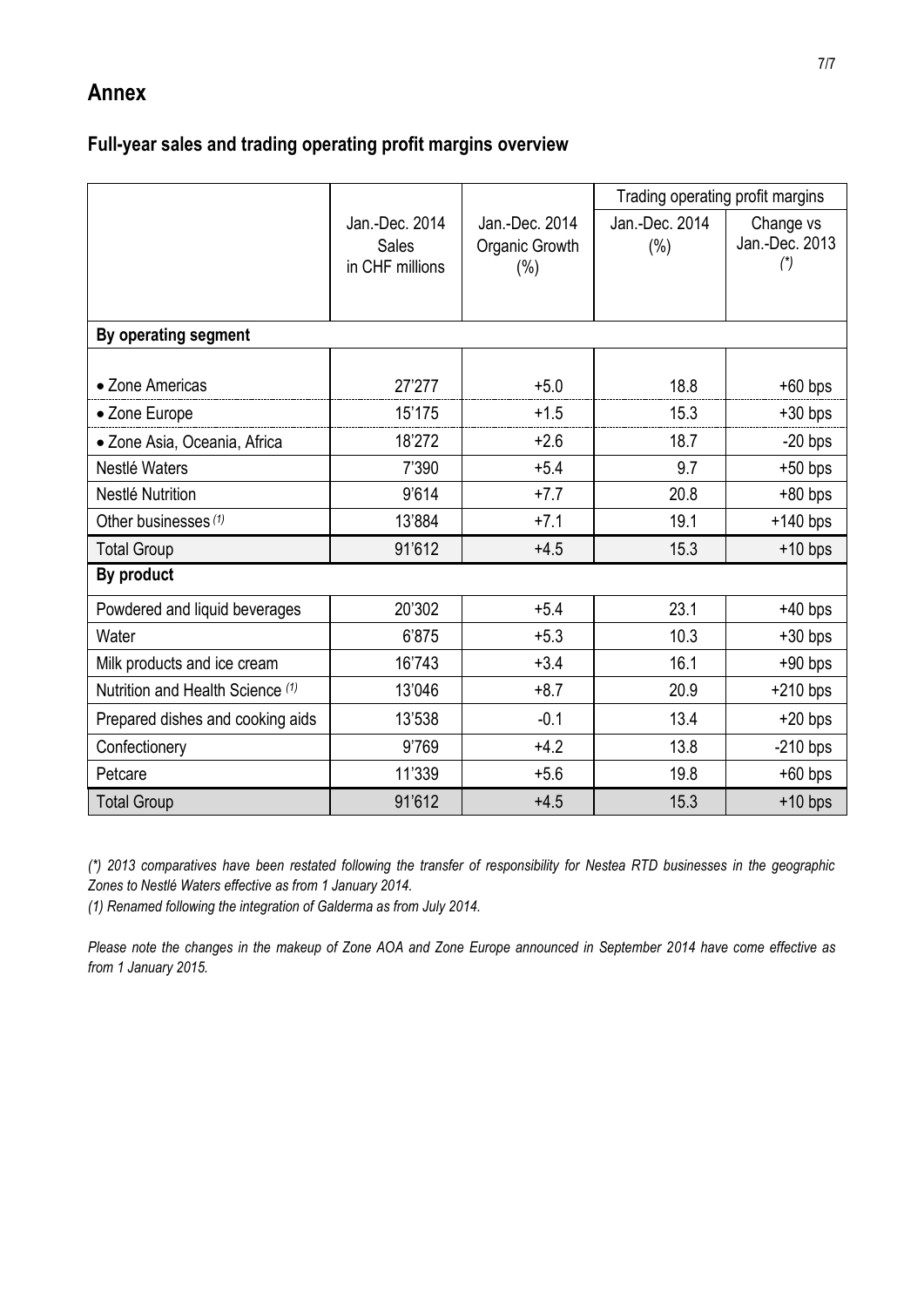# Annex

## Full-year sales and trading operating profit margins overview

| | Jan.-Dec. 2014 Sales in CHF millions | Jan.-Dec. 2014 Organic Growth (%) | Trading operating profit margins | |
|---|---|---|---|---|
| | | | Jan.-Dec. 2014 (%) | Change vs Jan.-Dec. 2013 (*) |
| **By operating segment** | | | | |
| • Zone Americas | 27'277 | +5.0 | 18.8 | +60 bps |
| • Zone Europe | 15'175 | +1.5 | 15.3 | +30 bps |
| • Zone Asia, Oceania, Africa | 18'272 | +2.6 | 18.7 | -20 bps |
| Nestlé Waters | 7'390 | +5.4 | 9.7 | +50 bps |
| Nestlé Nutrition | 9'614 | +7.7 | 20.8 | +80 bps |
| Other businesses (1) | 13'884 | +7.1 | 19.1 | +140 bps |
| Total Group | 91'612 | +4.5 | 15.3 | +10 bps |
| **By product** | | | | |
| Powdered and liquid beverages | 20'302 | +5.4 | 23.1 | +40 bps |
| Water | 6'875 | +5.3 | 10.3 | +30 bps |
| Milk products and ice cream | 16'743 | +3.4 | 16.1 | +90 bps |
| Nutrition and Health Science (1) | 13'046 | +8.7 | 20.9 | +210 bps |
| Prepared dishes and cooking aids | 13'538 | -0.1 | 13.4 | +20 bps |
| Confectionery | 9'769 | +4.2 | 13.8 | -210 bps |
| Petcare | 11'339 | +5.6 | 19.8 | +60 bps |
| Total Group | 91'612 | +4.5 | 15.3 | +10 bps |

*(\*) 2013 comparatives have been restated following the transfer of responsibility for Nestea RTD businesses in the geographic Zones to Nestlé Waters effective as from 1 January 2014.*

*(1) Renamed following the integration of Galderma as from July 2014.*

*Please note the changes in the makeup of Zone AOA and Zone Europe announced in September 2014 have come effective as from 1 January 2015.*